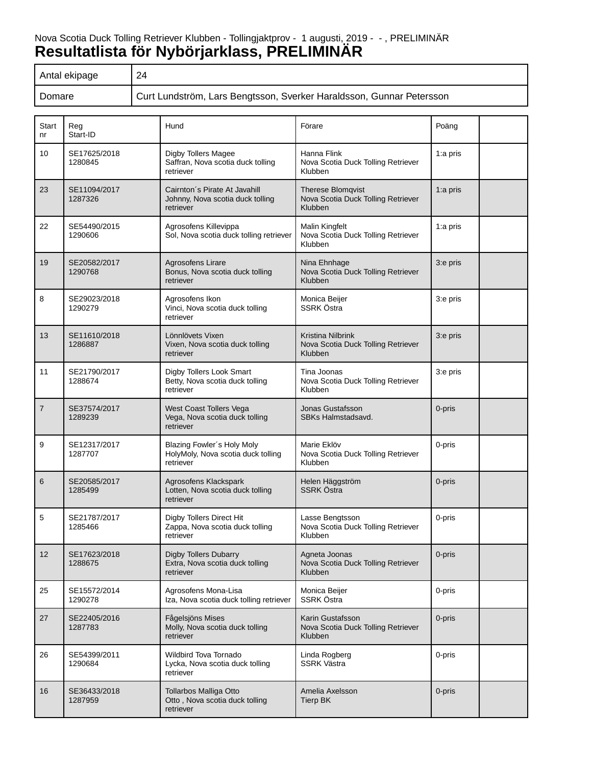Nova Scotia Duck Tolling Retriever Klubben - Tollingjaktprov - 1 augusti, 2019 - - , PRELIMINÄR

# Resultatlista för Nybörjarklass, PRELIMINÄR

| Antal ekipage | 24 |
|---|---|
| Domare | Curt Lundström, Lars Bengtsson, Sverker Haraldsson, Gunnar Petersson |

| Start nr | Reg Start-ID | Hund | Förare | Poäng | |
|---|---|---|---|---|---|
| 10 | SE17625/2018 1280845 | Digby Tollers Magee Saffran, Nova scotia duck tolling retriever | Hanna Flink Nova Scotia Duck Tolling Retriever Klubben | 1:a pris | |
| 23 | SE11094/2017 1287326 | Cairnton´s Pirate At Javahill Johnny, Nova scotia duck tolling retriever | Therese Blomqvist Nova Scotia Duck Tolling Retriever Klubben | 1:a pris | |
| 22 | SE54490/2015 1290606 | Agrosofens Killevippa Sol, Nova scotia duck tolling retriever | Malin Kingfelt Nova Scotia Duck Tolling Retriever Klubben | 1:a pris | |
| 19 | SE20582/2017 1290768 | Agrosofens Lirare Bonus, Nova scotia duck tolling retriever | Nina Ehnhage Nova Scotia Duck Tolling Retriever Klubben | 3:e pris | |
| 8 | SE29023/2018 1290279 | Agrosofens Ikon Vinci, Nova scotia duck tolling retriever | Monica Beijer SSRK Östra | 3:e pris | |
| 13 | SE11610/2018 1286887 | Lönnlövets Vixen Vixen, Nova scotia duck tolling retriever | Kristina Nilbrink Nova Scotia Duck Tolling Retriever Klubben | 3:e pris | |
| 11 | SE21790/2017 1288674 | Digby Tollers Look Smart Betty, Nova scotia duck tolling retriever | Tina Joonas Nova Scotia Duck Tolling Retriever Klubben | 3:e pris | |
| 7 | SE37574/2017 1289239 | West Coast Tollers Vega Vega, Nova scotia duck tolling retriever | Jonas Gustafsson SBKs Halmstadsavd. | 0-pris | |
| 9 | SE12317/2017 1287707 | Blazing Fowler´s Holy Moly HolyMoly, Nova scotia duck tolling retriever | Marie Eklöv Nova Scotia Duck Tolling Retriever Klubben | 0-pris | |
| 6 | SE20585/2017 1285499 | Agrosofens Klackspark Lotten, Nova scotia duck tolling retriever | Helen Häggström SSRK Östra | 0-pris | |
| 5 | SE21787/2017 1285466 | Digby Tollers Direct Hit Zappa, Nova scotia duck tolling retriever | Lasse Bengtsson Nova Scotia Duck Tolling Retriever Klubben | 0-pris | |
| 12 | SE17623/2018 1288675 | Digby Tollers Dubarry Extra, Nova scotia duck tolling retriever | Agneta Joonas Nova Scotia Duck Tolling Retriever Klubben | 0-pris | |
| 25 | SE15572/2014 1290278 | Agrosofens Mona-Lisa Iza, Nova scotia duck tolling retriever | Monica Beijer SSRK Östra | 0-pris | |
| 27 | SE22405/2016 1287783 | Fågelsjöns Mises Molly, Nova scotia duck tolling retriever | Karin Gustafsson Nova Scotia Duck Tolling Retriever Klubben | 0-pris | |
| 26 | SE54399/2011 1290684 | Wildbird Tova Tornado Lycka, Nova scotia duck tolling retriever | Linda Rogberg SSRK Västra | 0-pris | |
| 16 | SE36433/2018 1287959 | Tollarbos Malliga Otto Otto , Nova scotia duck tolling retriever | Amelia Axelsson Tierp BK | 0-pris | |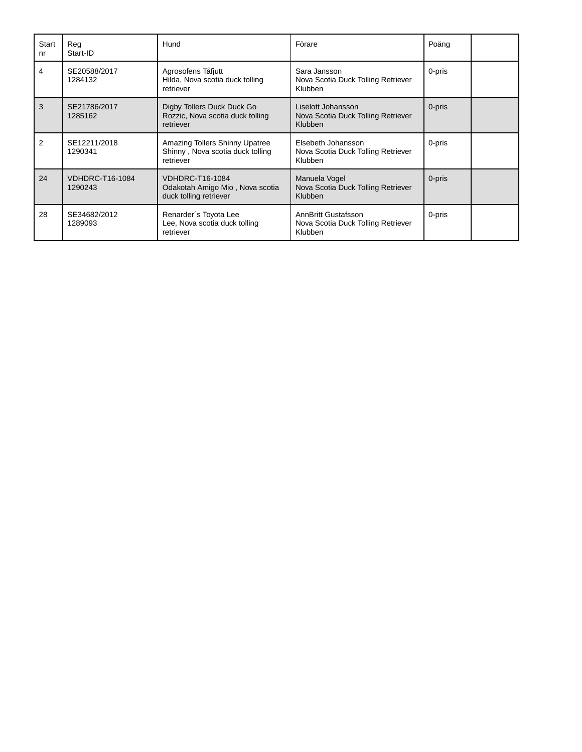| Start nr | Reg Start-ID | Hund | Förare | Poäng | |
|---|---|---|---|---|---|
| 4 | SE20588/2017 1284132 | Agrosofens Tåfjutt Hilda, Nova scotia duck tolling retriever | Sara Jansson Nova Scotia Duck Tolling Retriever Klubben | 0-pris | |
| 3 | SE21786/2017 1285162 | Digby Tollers Duck Duck Go Rozzic, Nova scotia duck tolling retriever | Liselott Johansson Nova Scotia Duck Tolling Retriever Klubben | 0-pris | |
| 2 | SE12211/2018 1290341 | Amazing Tollers Shinny Upatree Shinny , Nova scotia duck tolling retriever | Elsebeth Johansson Nova Scotia Duck Tolling Retriever Klubben | 0-pris | |
| 24 | VDHDRC-T16-1084 1290243 | VDHDRC-T16-1084 Odakotah Amigo Mio , Nova scotia duck tolling retriever | Manuela Vogel Nova Scotia Duck Tolling Retriever Klubben | 0-pris | |
| 28 | SE34682/2012 1289093 | Renarder´s Toyota Lee Lee, Nova scotia duck tolling retriever | AnnBritt Gustafsson Nova Scotia Duck Tolling Retriever Klubben | 0-pris | |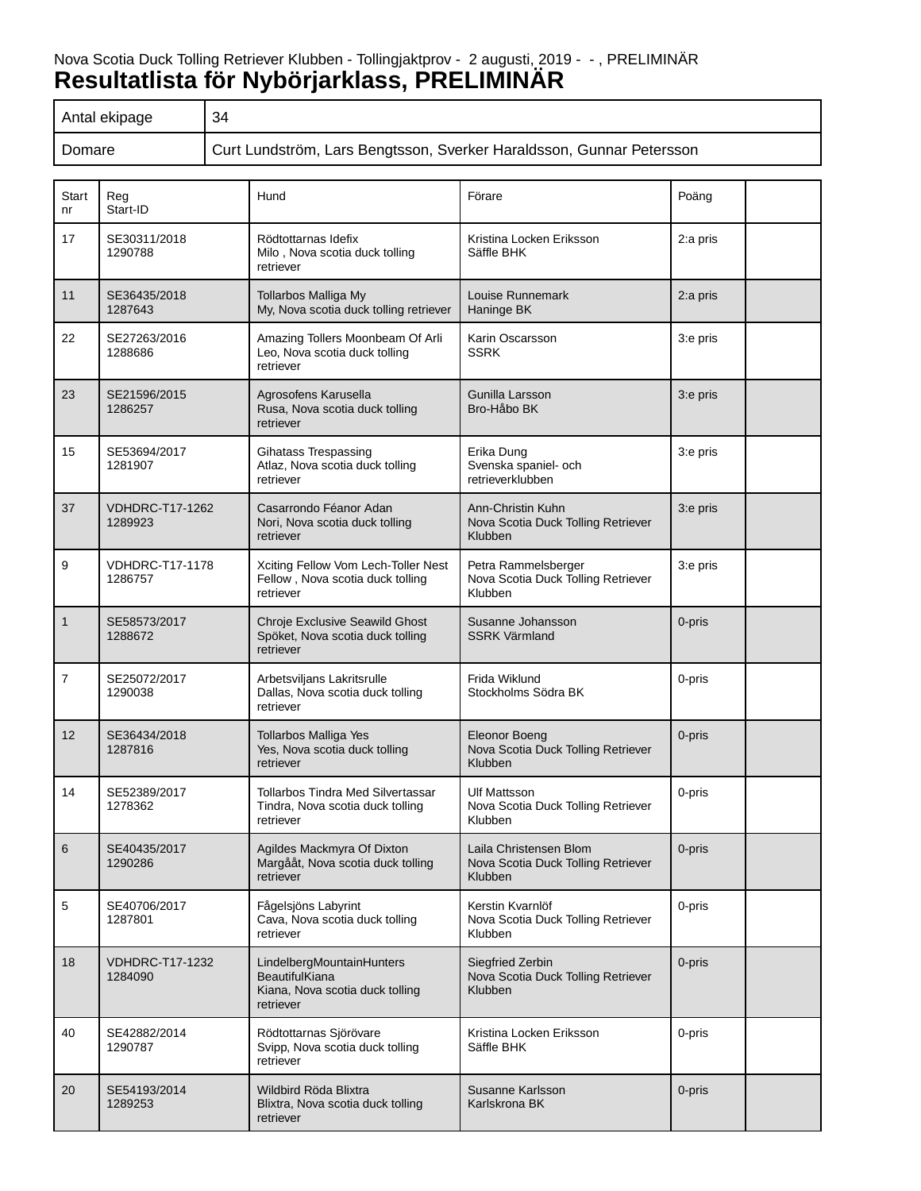Nova Scotia Duck Tolling Retriever Klubben - Tollingjaktprov - 2 augusti, 2019 - - , PRELIMINÄR

# Resultatlista för Nybörjarklass, PRELIMINÄR

| Antal ekipage | 34 |
|---|---|
| Domare | Curt Lundström, Lars Bengtsson, Sverker Haraldsson, Gunnar Petersson |

| Start nr | Reg Start-ID | Hund | Förare | Poäng | |
|---|---|---|---|---|---|
| 17 | SE30311/2018 1290788 | Rödtottarnas Idefix Milo , Nova scotia duck tolling retriever | Kristina Locken Eriksson Säffle BHK | 2:a pris | |
| 11 | SE36435/2018 1287643 | Tollarbos Malliga My My, Nova scotia duck tolling retriever | Louise Runnemark Haninge BK | 2:a pris | |
| 22 | SE27263/2016 1288686 | Amazing Tollers Moonbeam Of Arli Leo, Nova scotia duck tolling retriever | Karin Oscarsson SSRK | 3:e pris | |
| 23 | SE21596/2015 1286257 | Agrosofens Karusella Rusa, Nova scotia duck tolling retriever | Gunilla Larsson Bro-Håbo BK | 3:e pris | |
| 15 | SE53694/2017 1281907 | Gihatass Trespassing Atlaz, Nova scotia duck tolling retriever | Erika Dung Svenska spaniel- och retrieverklubben | 3:e pris | |
| 37 | VDHDRC-T17-1262 1289923 | Casarrondo Féanor Adan Nori, Nova scotia duck tolling retriever | Ann-Christin Kuhn Nova Scotia Duck Tolling Retriever Klubben | 3:e pris | |
| 9 | VDHDRC-T17-1178 1286757 | Xciting Fellow Vom Lech-Toller Nest Fellow , Nova scotia duck tolling retriever | Petra Rammelsberger Nova Scotia Duck Tolling Retriever Klubben | 3:e pris | |
| 1 | SE58573/2017 1288672 | Chroje Exclusive Seawild Ghost Spöket, Nova scotia duck tolling retriever | Susanne Johansson SSRK Värmland | 0-pris | |
| 7 | SE25072/2017 1290038 | Arbetsviljans Lakritsrulle Dallas, Nova scotia duck tolling retriever | Frida Wiklund Stockholms Södra BK | 0-pris | |
| 12 | SE36434/2018 1287816 | Tollarbos Malliga Yes Yes, Nova scotia duck tolling retriever | Eleonor Boeng Nova Scotia Duck Tolling Retriever Klubben | 0-pris | |
| 14 | SE52389/2017 1278362 | Tollarbos Tindra Med Silvertassar Tindra, Nova scotia duck tolling retriever | Ulf Mattsson Nova Scotia Duck Tolling Retriever Klubben | 0-pris | |
| 6 | SE40435/2017 1290286 | Agildes Mackmyra Of Dixton Margååt, Nova scotia duck tolling retriever | Laila Christensen Blom Nova Scotia Duck Tolling Retriever Klubben | 0-pris | |
| 5 | SE40706/2017 1287801 | Fågelsjöns Labyrint Cava, Nova scotia duck tolling retriever | Kerstin Kvarnlöf Nova Scotia Duck Tolling Retriever Klubben | 0-pris | |
| 18 | VDHDRC-T17-1232 1284090 | LindelbergMountainHunters BeautifulKiana Kiana, Nova scotia duck tolling retriever | Siegfried Zerbin Nova Scotia Duck Tolling Retriever Klubben | 0-pris | |
| 40 | SE42882/2014 1290787 | Rödtottarnas Sjörövare Svipp, Nova scotia duck tolling retriever | Kristina Locken Eriksson Säffle BHK | 0-pris | |
| 20 | SE54193/2014 1289253 | Wildbird Röda Blixtra Blixtra, Nova scotia duck tolling retriever | Susanne Karlsson Karlskrona BK | 0-pris | |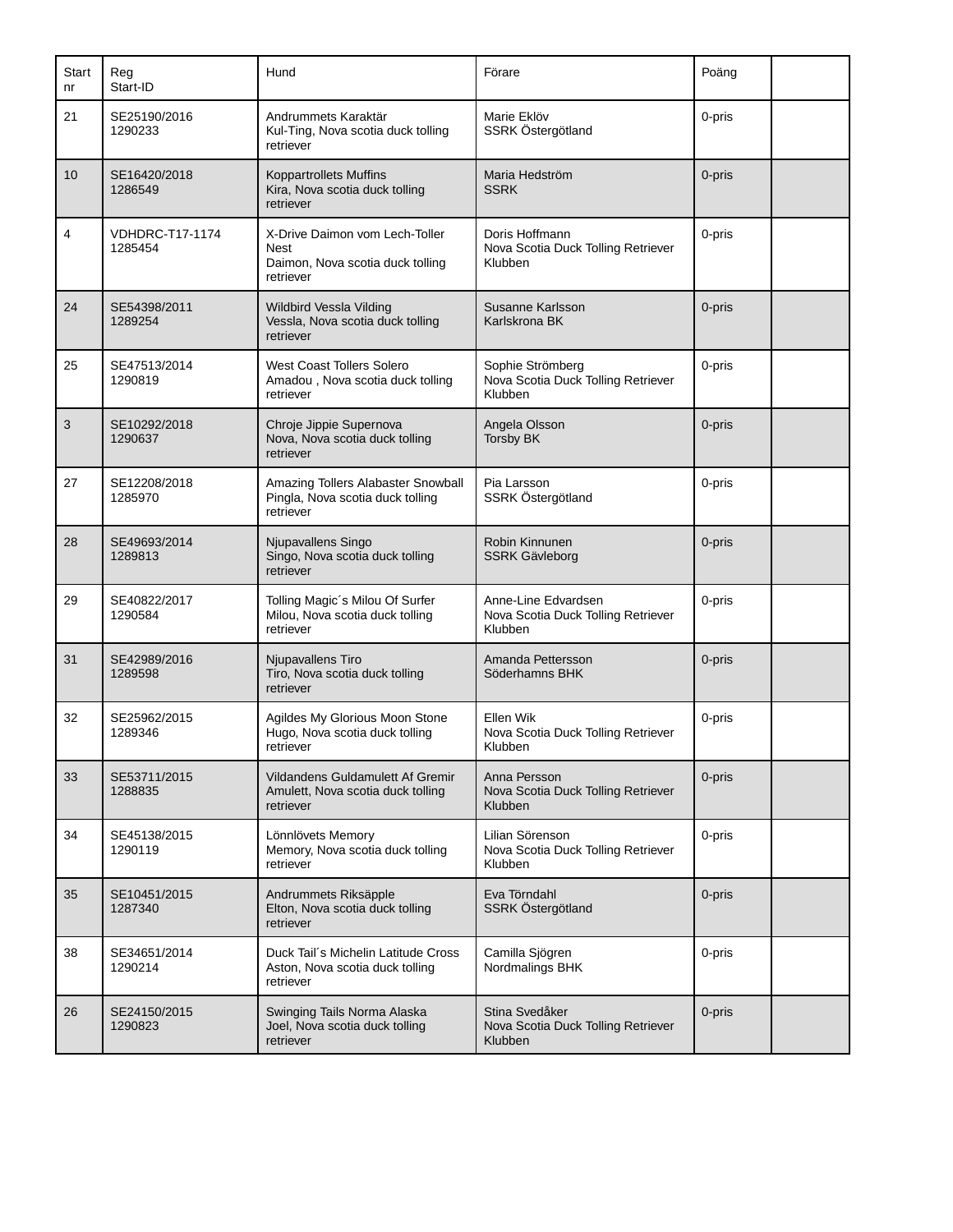| Start nr | Reg Start-ID | Hund | Förare | Poäng | |
|---|---|---|---|---|---|
| 21 | SE25190/2016 1290233 | Andrummets Karaktär Kul-Ting, Nova scotia duck tolling retriever | Marie Eklöv SSRK Östergötland | 0-pris | |
| 10 | SE16420/2018 1286549 | Koppartrollets Muffins Kira, Nova scotia duck tolling retriever | Maria Hedström SSRK | 0-pris | |
| 4 | VDHDRC-T17-1174 1285454 | X-Drive Daimon vom Lech-Toller Nest Daimon, Nova scotia duck tolling retriever | Doris Hoffmann Nova Scotia Duck Tolling Retriever Klubben | 0-pris | |
| 24 | SE54398/2011 1289254 | Wildbird Vessla Vilding Vessla, Nova scotia duck tolling retriever | Susanne Karlsson Karlskrona BK | 0-pris | |
| 25 | SE47513/2014 1290819 | West Coast Tollers Solero Amadou , Nova scotia duck tolling retriever | Sophie Strömberg Nova Scotia Duck Tolling Retriever Klubben | 0-pris | |
| 3 | SE10292/2018 1290637 | Chroje Jippie Supernova Nova, Nova scotia duck tolling retriever | Angela Olsson Torsby BK | 0-pris | |
| 27 | SE12208/2018 1285970 | Amazing Tollers Alabaster Snowball Pingla, Nova scotia duck tolling retriever | Pia Larsson SSRK Östergötland | 0-pris | |
| 28 | SE49693/2014 1289813 | Njupavallens Singo Singo, Nova scotia duck tolling retriever | Robin Kinnunen SSRK Gävleborg | 0-pris | |
| 29 | SE40822/2017 1290584 | Tolling Magic´s Milou Of Surfer Milou, Nova scotia duck tolling retriever | Anne-Line Edvardsen Nova Scotia Duck Tolling Retriever Klubben | 0-pris | |
| 31 | SE42989/2016 1289598 | Njupavallens Tiro Tiro, Nova scotia duck tolling retriever | Amanda Pettersson Söderhamns BHK | 0-pris | |
| 32 | SE25962/2015 1289346 | Agildes My Glorious Moon Stone Hugo, Nova scotia duck tolling retriever | Ellen Wik Nova Scotia Duck Tolling Retriever Klubben | 0-pris | |
| 33 | SE53711/2015 1288835 | Vildandens Guldamulett Af Gremir Amulett, Nova scotia duck tolling retriever | Anna Persson Nova Scotia Duck Tolling Retriever Klubben | 0-pris | |
| 34 | SE45138/2015 1290119 | Lönnlövets Memory Memory, Nova scotia duck tolling retriever | Lilian Sörenson Nova Scotia Duck Tolling Retriever Klubben | 0-pris | |
| 35 | SE10451/2015 1287340 | Andrummets Riksäpple Elton, Nova scotia duck tolling retriever | Eva Törndahl SSRK Östergötland | 0-pris | |
| 38 | SE34651/2014 1290214 | Duck Tail´s Michelin Latitude Cross Aston, Nova scotia duck tolling retriever | Camilla Sjögren Nordmalings BHK | 0-pris | |
| 26 | SE24150/2015 1290823 | Swinging Tails Norma Alaska Joel, Nova scotia duck tolling retriever | Stina Svedåker Nova Scotia Duck Tolling Retriever Klubben | 0-pris | |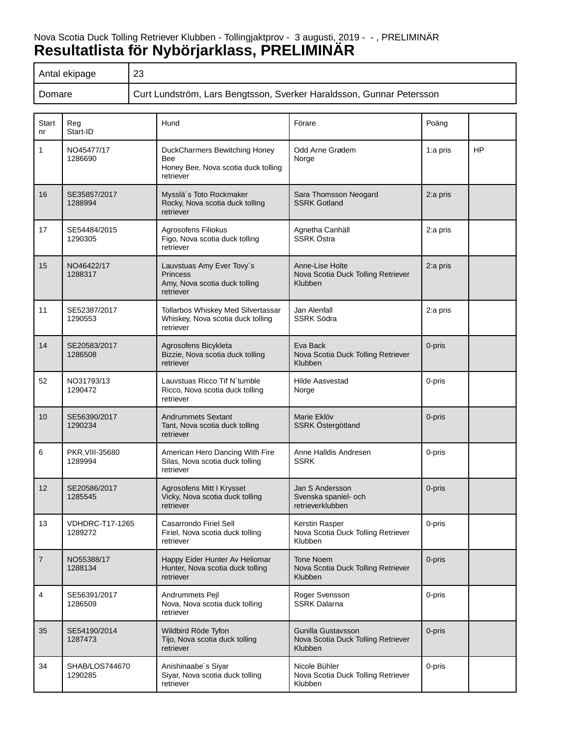Nova Scotia Duck Tolling Retriever Klubben - Tollingjaktprov - 3 augusti, 2019 - - , PRELIMINÄR

# Resultatlista för Nybörjarklass, PRELIMINÄR

| Antal ekipage | 23 |
|---|---|
| Domare | Curt Lundström, Lars Bengtsson, Sverker Haraldsson, Gunnar Petersson |

| Start nr | Reg Start-ID | Hund | Förare | Poäng | |
|---|---|---|---|---|---|
| 1 | NO45477/17 1286690 | DuckCharmers Bewitching Honey Bee Honey Bee, Nova scotia duck tolling retriever | Odd Arne Grødem Norge | 1:a pris | HP |
| 16 | SE35857/2017 1288994 | Mysslä´s Toto Rockmaker Rocky, Nova scotia duck tolling retriever | Sara Thomsson Neogard SSRK Gotland | 2:a pris | |
| 17 | SE54484/2015 1290305 | Agrosofens Filiokus Figo, Nova scotia duck tolling retriever | Agnetha Canhäll SSRK Östra | 2:a pris | |
| 15 | NO46422/17 1288317 | Lauvstuas Amy Ever Tovy´s Princess Amy, Nova scotia duck tolling retriever | Anne-Lise Holte Nova Scotia Duck Tolling Retriever Klubben | 2:a pris | |
| 11 | SE52387/2017 1290553 | Tollarbos Whiskey Med Silvertassar Whiskey, Nova scotia duck tolling retriever | Jan Alenfall SSRK Södra | 2:a pris | |
| 14 | SE20583/2017 1286508 | Agrosofens Bicykleta Bizzie, Nova scotia duck tolling retriever | Eva Back Nova Scotia Duck Tolling Retriever Klubben | 0-pris | |
| 52 | NO31793/13 1290472 | Lauvstuas Ricco Tif N´tumble Ricco, Nova scotia duck tolling retriever | Hilde Aasvestad Norge | 0-pris | |
| 10 | SE56390/2017 1290234 | Andrummets Sextant Tant, Nova scotia duck tolling retriever | Marie Eklöv SSRK Östergötland | 0-pris | |
| 6 | PKR.VIII-35680 1289994 | American Hero Dancing With Fire Silas, Nova scotia duck tolling retriever | Anne Halldis Andresen SSRK | 0-pris | |
| 12 | SE20586/2017 1285545 | Agrosofens Mitt I Krysset Vicky, Nova scotia duck tolling retriever | Jan S Andersson Svenska spaniel- och retrieverklubben | 0-pris | |
| 13 | VDHDRC-T17-1265 1289272 | Casarrondo Firiel Sell Firiel, Nova scotia duck tolling retriever | Kerstin Rasper Nova Scotia Duck Tolling Retriever Klubben | 0-pris | |
| 7 | NO55388/17 1288134 | Happy Eider Hunter Av Heliomar Hunter, Nova scotia duck tolling retriever | Tone Noem Nova Scotia Duck Tolling Retriever Klubben | 0-pris | |
| 4 | SE56391/2017 1286509 | Andrummets Pejl Nova, Nova scotia duck tolling retriever | Roger Svensson SSRK Dalarna | 0-pris | |
| 35 | SE54190/2014 1287473 | Wildbird Röde Tyfon Tijo, Nova scotia duck tolling retriever | Gunilla Gustavsson Nova Scotia Duck Tolling Retriever Klubben | 0-pris | |
| 34 | SHAB/LOS744670 1290285 | Anishinaabe´s Siyar Siyar, Nova scotia duck tolling retriever | Nicole Bühler Nova Scotia Duck Tolling Retriever Klubben | 0-pris | |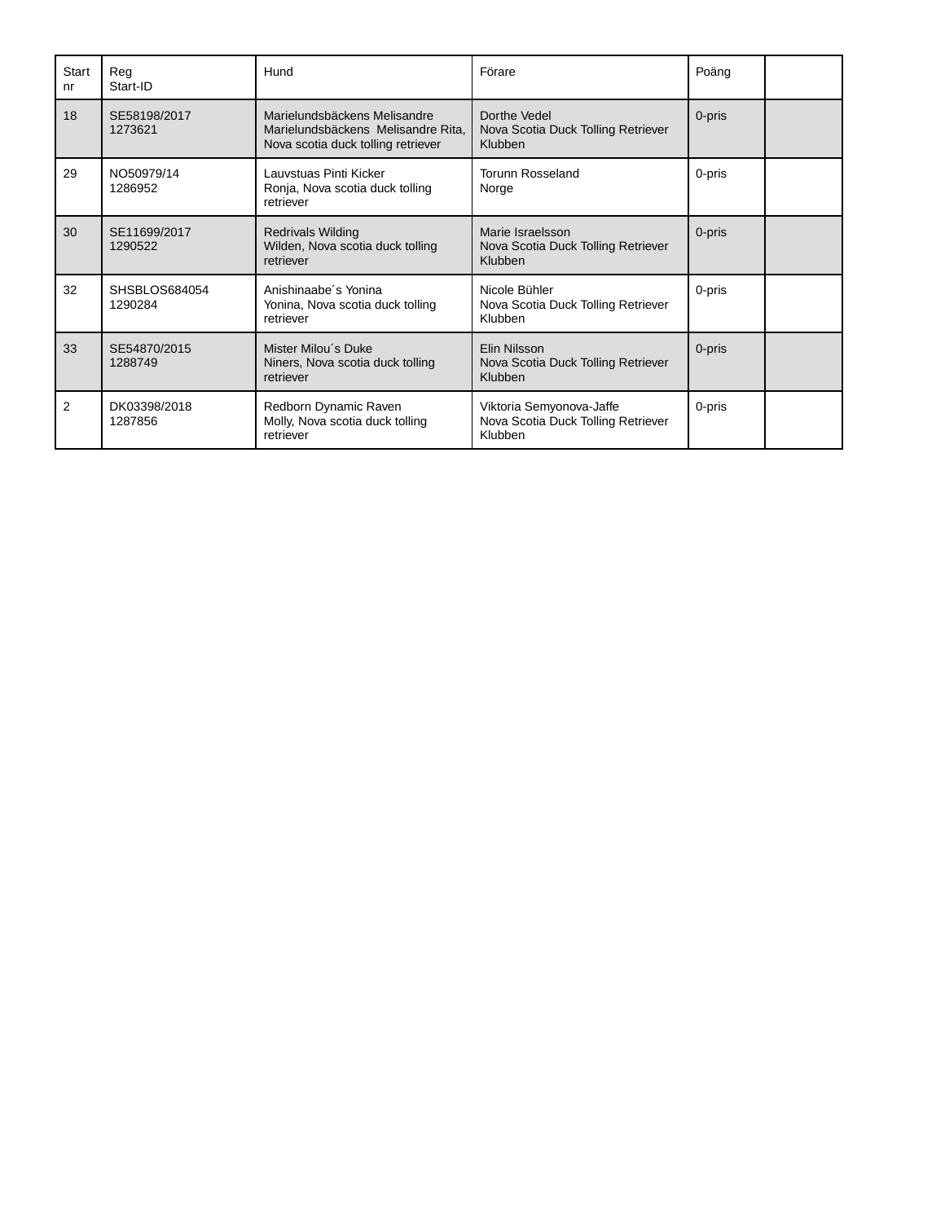| Start nr | Reg Start-ID | Hund | Förare | Poäng | |
| --- | --- | --- | --- | --- | --- |
| 18 | SE58198/2017 1273621 | Marielundsbäckens Melisandre Marielundsbäckens Melisandre Rita, Nova scotia duck tolling retriever | Dorthe Vedel Nova Scotia Duck Tolling Retriever Klubben | 0-pris | |
| 29 | NO50979/14 1286952 | Lauvstuas Pinti Kicker Ronja, Nova scotia duck tolling retriever | Torunn Rosseland Norge | 0-pris | |
| 30 | SE11699/2017 1290522 | Redrivals Wilding Wilden, Nova scotia duck tolling retriever | Marie Israelsson Nova Scotia Duck Tolling Retriever Klubben | 0-pris | |
| 32 | SHSBLOS684054 1290284 | Anishinaabe´s Yonina Yonina, Nova scotia duck tolling retriever | Nicole Bühler Nova Scotia Duck Tolling Retriever Klubben | 0-pris | |
| 33 | SE54870/2015 1288749 | Mister Milou´s Duke Niners, Nova scotia duck tolling retriever | Elin Nilsson Nova Scotia Duck Tolling Retriever Klubben | 0-pris | |
| 2 | DK03398/2018 1287856 | Redborn Dynamic Raven Molly, Nova scotia duck tolling retriever | Viktoria Semyonova-Jaffe Nova Scotia Duck Tolling Retriever Klubben | 0-pris | |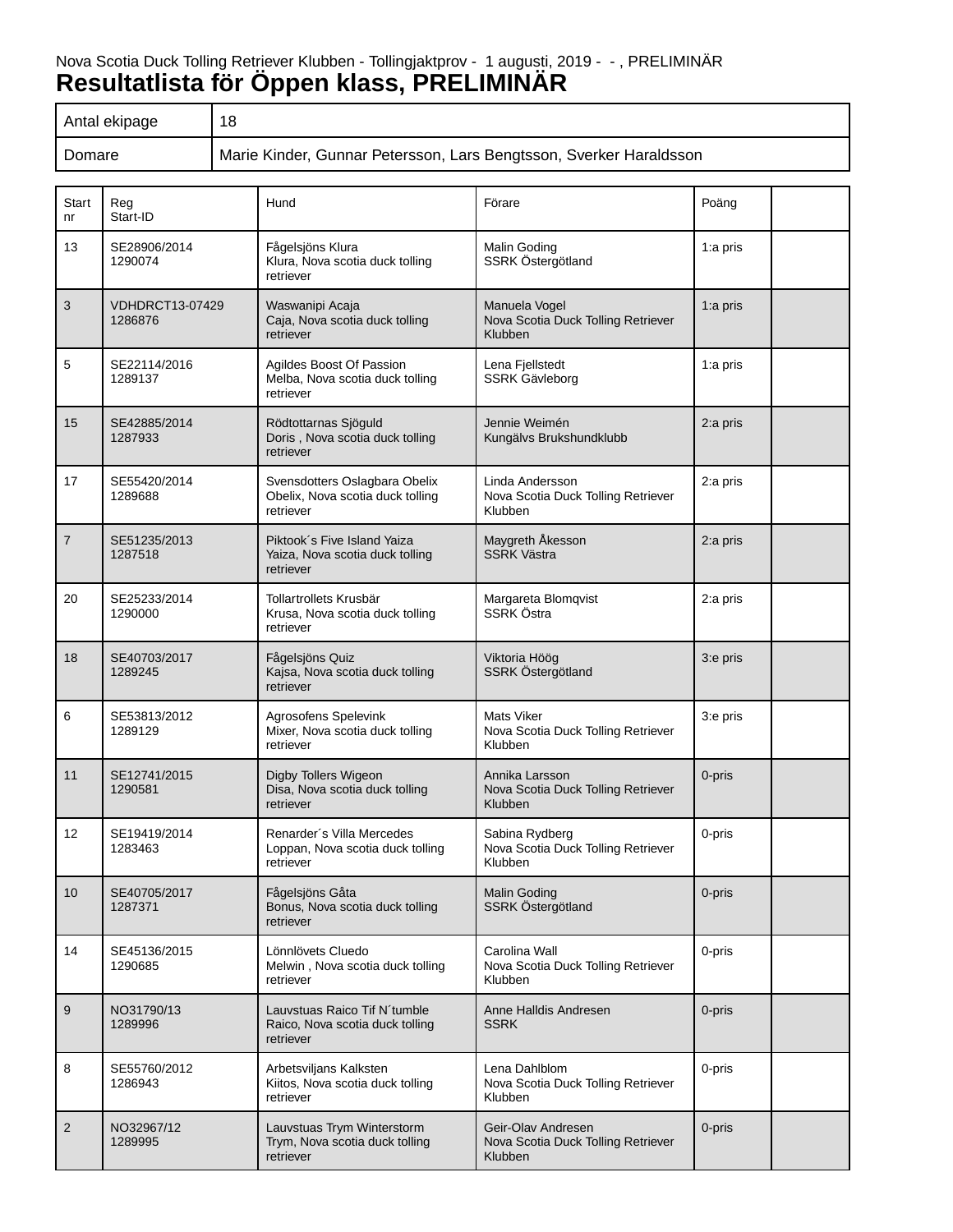Nova Scotia Duck Tolling Retriever Klubben - Tollingjaktprov - 1 augusti, 2019 - - , PRELIMINÄR

# Resultatlista för Öppen klass, PRELIMINÄR

| Antal ekipage | 18 |
|---|---|
| Domare | Marie Kinder, Gunnar Petersson, Lars Bengtsson, Sverker Haraldsson |

| Start nr | Reg Start-ID | Hund | Förare | Poäng | |
|---|---|---|---|---|---|
| 13 | SE28906/2014 1290074 | Fågelsjöns Klura Klura, Nova scotia duck tolling retriever | Malin Goding SSRK Östergötland | 1:a pris | |
| 3 | VDHDRCT13-07429 1286876 | Waswanipi Acaja Caja, Nova scotia duck tolling retriever | Manuela Vogel Nova Scotia Duck Tolling Retriever Klubben | 1:a pris | |
| 5 | SE22114/2016 1289137 | Agildes Boost Of Passion Melba, Nova scotia duck tolling retriever | Lena Fjellstedt SSRK Gävleborg | 1:a pris | |
| 15 | SE42885/2014 1287933 | Rödtottarnas Sjöguld Doris , Nova scotia duck tolling retriever | Jennie Weimén Kungälvs Brukshundklubb | 2:a pris | |
| 17 | SE55420/2014 1289688 | Svensdotters Oslagbara Obelix Obelix, Nova scotia duck tolling retriever | Linda Andersson Nova Scotia Duck Tolling Retriever Klubben | 2:a pris | |
| 7 | SE51235/2013 1287518 | Piktook´s Five Island Yaiza Yaiza, Nova scotia duck tolling retriever | Maygreth Åkesson SSRK Västra | 2:a pris | |
| 20 | SE25233/2014 1290000 | Tollartrollets Krusbär Krusa, Nova scotia duck tolling retriever | Margareta Blomqvist SSRK Östra | 2:a pris | |
| 18 | SE40703/2017 1289245 | Fågelsjöns Quiz Kajsa, Nova scotia duck tolling retriever | Viktoria Höög SSRK Östergötland | 3:e pris | |
| 6 | SE53813/2012 1289129 | Agrosofens Spelevink Mixer, Nova scotia duck tolling retriever | Mats Viker Nova Scotia Duck Tolling Retriever Klubben | 3:e pris | |
| 11 | SE12741/2015 1290581 | Digby Tollers Wigeon Disa, Nova scotia duck tolling retriever | Annika Larsson Nova Scotia Duck Tolling Retriever Klubben | 0-pris | |
| 12 | SE19419/2014 1283463 | Renarder´s Villa Mercedes Loppan, Nova scotia duck tolling retriever | Sabina Rydberg Nova Scotia Duck Tolling Retriever Klubben | 0-pris | |
| 10 | SE40705/2017 1287371 | Fågelsjöns Gåta Bonus, Nova scotia duck tolling retriever | Malin Goding SSRK Östergötland | 0-pris | |
| 14 | SE45136/2015 1290685 | Lönnlövets Cluedo Melwin , Nova scotia duck tolling retriever | Carolina Wall Nova Scotia Duck Tolling Retriever Klubben | 0-pris | |
| 9 | NO31790/13 1289996 | Lauvstuas Raico Tif N´tumble Raico, Nova scotia duck tolling retriever | Anne Halldis Andresen SSRK | 0-pris | |
| 8 | SE55760/2012 1286943 | Arbetsviljans Kalksten Kiitos, Nova scotia duck tolling retriever | Lena Dahlblom Nova Scotia Duck Tolling Retriever Klubben | 0-pris | |
| 2 | NO32967/12 1289995 | Lauvstuas Trym Winterstorm Trym, Nova scotia duck tolling retriever | Geir-Olav Andresen Nova Scotia Duck Tolling Retriever Klubben | 0-pris | |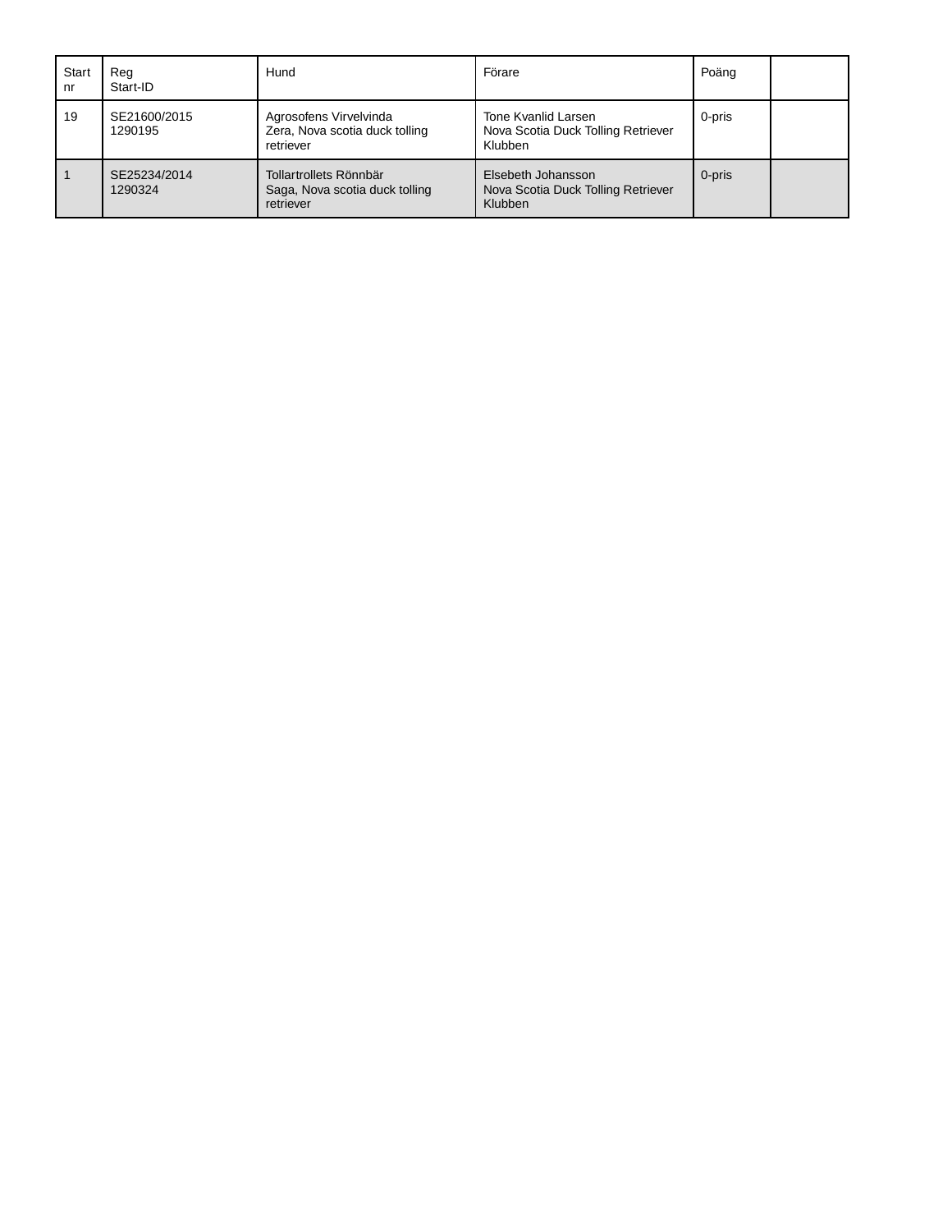| Start nr | Reg Start-ID | Hund | Förare | Poäng | |
|---|---|---|---|---|---|
| 19 | SE21600/2015 1290195 | Agrosofens Virvelvinda Zera, Nova scotia duck tolling retriever | Tone Kvanlid Larsen Nova Scotia Duck Tolling Retriever Klubben | 0-pris | |
| 1 | SE25234/2014 1290324 | Tollartrollets Rönnbär Saga, Nova scotia duck tolling retriever | Elsebeth Johansson Nova Scotia Duck Tolling Retriever Klubben | 0-pris | |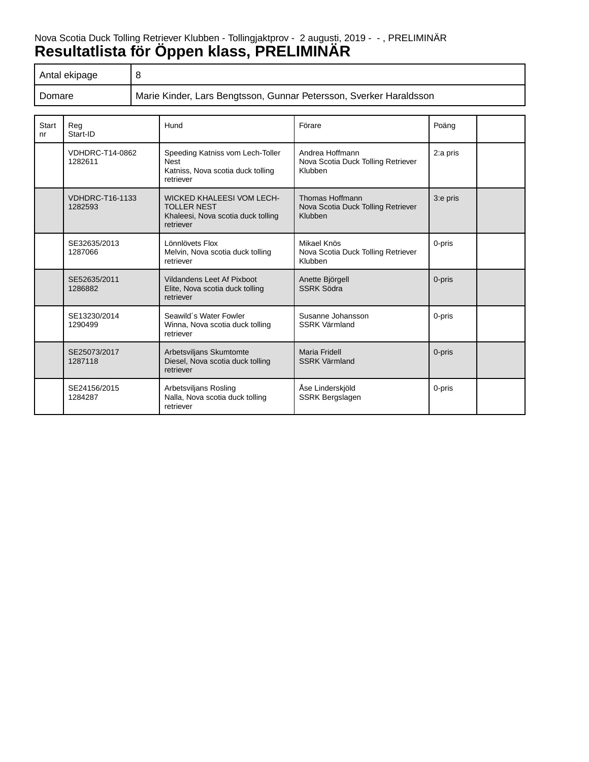Nova Scotia Duck Tolling Retriever Klubben - Tollingjaktprov - 2 augusti, 2019 - - , PRELIMINÄR

# Resultatlista för Öppen klass, PRELIMINÄR

| Antal ekipage | 8 |
|---|---|
| Domare | Marie Kinder, Lars Bengtsson, Gunnar Petersson, Sverker Haraldsson |

| Start nr | Reg Start-ID | Hund | Förare | Poäng | |
|---|---|---|---|---|---|
| | VDHDRC-T14-0862 1282611 | Speeding Katniss vom Lech-Toller Nest Katniss, Nova scotia duck tolling retriever | Andrea Hoffmann Nova Scotia Duck Tolling Retriever Klubben | 2:a pris | |
| | VDHDRC-T16-1133 1282593 | WICKED KHALEESI VOM LECH-TOLLER NEST Khaleesi, Nova scotia duck tolling retriever | Thomas Hoffmann Nova Scotia Duck Tolling Retriever Klubben | 3:e pris | |
| | SE32635/2013 1287066 | Lönnlövets Flox Melvin, Nova scotia duck tolling retriever | Mikael Knös Nova Scotia Duck Tolling Retriever Klubben | 0-pris | |
| | SE52635/2011 1286882 | Vildandens Leet Af Pixboot Elite, Nova scotia duck tolling retriever | Anette Björgell SSRK Södra | 0-pris | |
| | SE13230/2014 1290499 | Seawild´s Water Fowler Winna, Nova scotia duck tolling retriever | Susanne Johansson SSRK Värmland | 0-pris | |
| | SE25073/2017 1287118 | Arbetsviljans Skumtomte Diesel, Nova scotia duck tolling retriever | Maria Fridell SSRK Värmland | 0-pris | |
| | SE24156/2015 1284287 | Arbetsviljans Rosling Nalla, Nova scotia duck tolling retriever | Åse Linderskjöld SSRK Bergslagen | 0-pris | |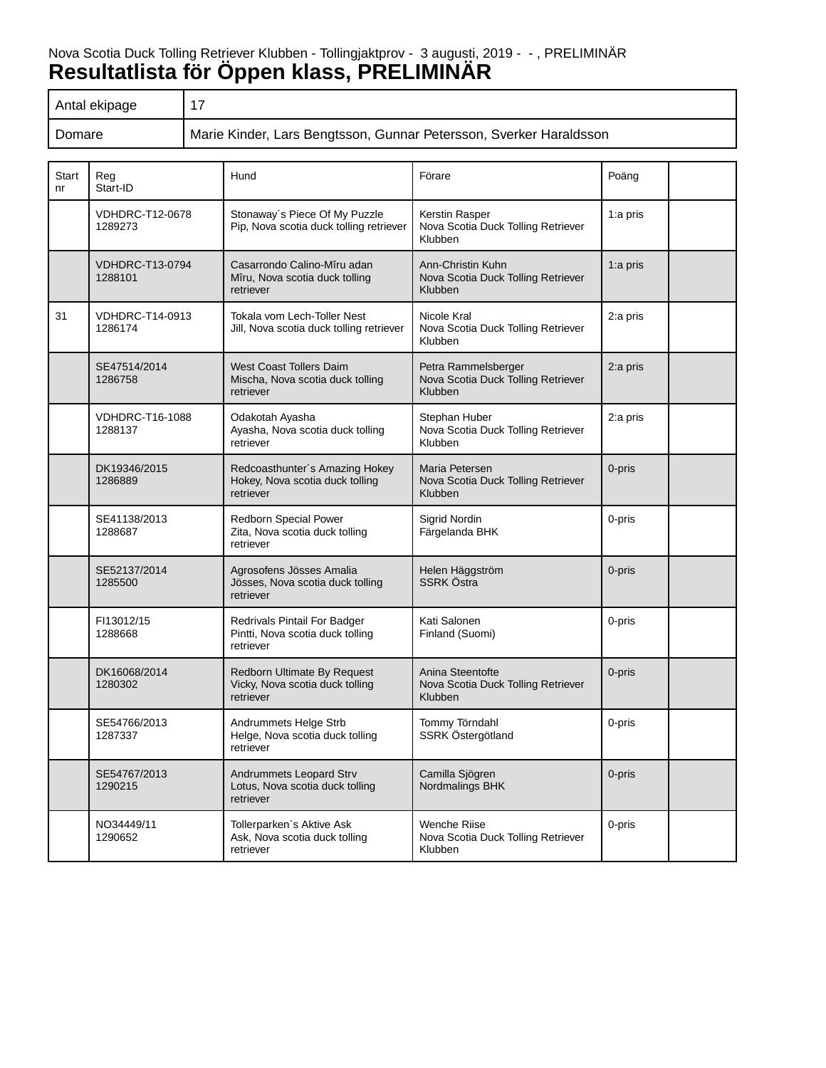Nova Scotia Duck Tolling Retriever Klubben - Tollingjaktprov - 3 augusti, 2019 - - , PRELIMINÄR

# Resultatlista för Öppen klass, PRELIMINÄR

| Antal ekipage | 17 |
|---|---|
| Domare | Marie Kinder, Lars Bengtsson, Gunnar Petersson, Sverker Haraldsson |

| Start nr | Reg Start-ID | Hund | Förare | Poäng | |
|---|---|---|---|---|---|
| | VDHDRC-T12-0678 1289273 | Stonaway´s Piece Of My Puzzle Pip, Nova scotia duck tolling retriever | Kerstin Rasper Nova Scotia Duck Tolling Retriever Klubben | 1:a pris | |
| | VDHDRC-T13-0794 1288101 | Casarrondo Calino-Mîru adan Mîru, Nova scotia duck tolling retriever | Ann-Christin Kuhn Nova Scotia Duck Tolling Retriever Klubben | 1:a pris | |
| 31 | VDHDRC-T14-0913 1286174 | Tokala vom Lech-Toller Nest Jill, Nova scotia duck tolling retriever | Nicole Kral Nova Scotia Duck Tolling Retriever Klubben | 2:a pris | |
| | SE47514/2014 1286758 | West Coast Tollers Daim Mischa, Nova scotia duck tolling retriever | Petra Rammelsberger Nova Scotia Duck Tolling Retriever Klubben | 2:a pris | |
| | VDHDRC-T16-1088 1288137 | Odakotah Ayasha Ayasha, Nova scotia duck tolling retriever | Stephan Huber Nova Scotia Duck Tolling Retriever Klubben | 2:a pris | |
| | DK19346/2015 1286889 | Redcoasthunter´s Amazing Hokey Hokey, Nova scotia duck tolling retriever | Maria Petersen Nova Scotia Duck Tolling Retriever Klubben | 0-pris | |
| | SE41138/2013 1288687 | Redborn Special Power Zita, Nova scotia duck tolling retriever | Sigrid Nordin Färgelanda BHK | 0-pris | |
| | SE52137/2014 1285500 | Agrosofens Jösses Amalia Jösses, Nova scotia duck tolling retriever | Helen Häggström SSRK Östra | 0-pris | |
| | FI13012/15 1288668 | Redrivals Pintail For Badger Pintti, Nova scotia duck tolling retriever | Kati Salonen Finland (Suomi) | 0-pris | |
| | DK16068/2014 1280302 | Redborn Ultimate By Request Vicky, Nova scotia duck tolling retriever | Anina Steentofte Nova Scotia Duck Tolling Retriever Klubben | 0-pris | |
| | SE54766/2013 1287337 | Andrummets Helge Strb Helge, Nova scotia duck tolling retriever | Tommy Törndahl SSRK Östergötland | 0-pris | |
| | SE54767/2013 1290215 | Andrummets Leopard Strv Lotus, Nova scotia duck tolling retriever | Camilla Sjögren Nordmalings BHK | 0-pris | |
| | NO34449/11 1290652 | Tollerparken`s Aktive Ask Ask, Nova scotia duck tolling retriever | Wenche Riise Nova Scotia Duck Tolling Retriever Klubben | 0-pris | |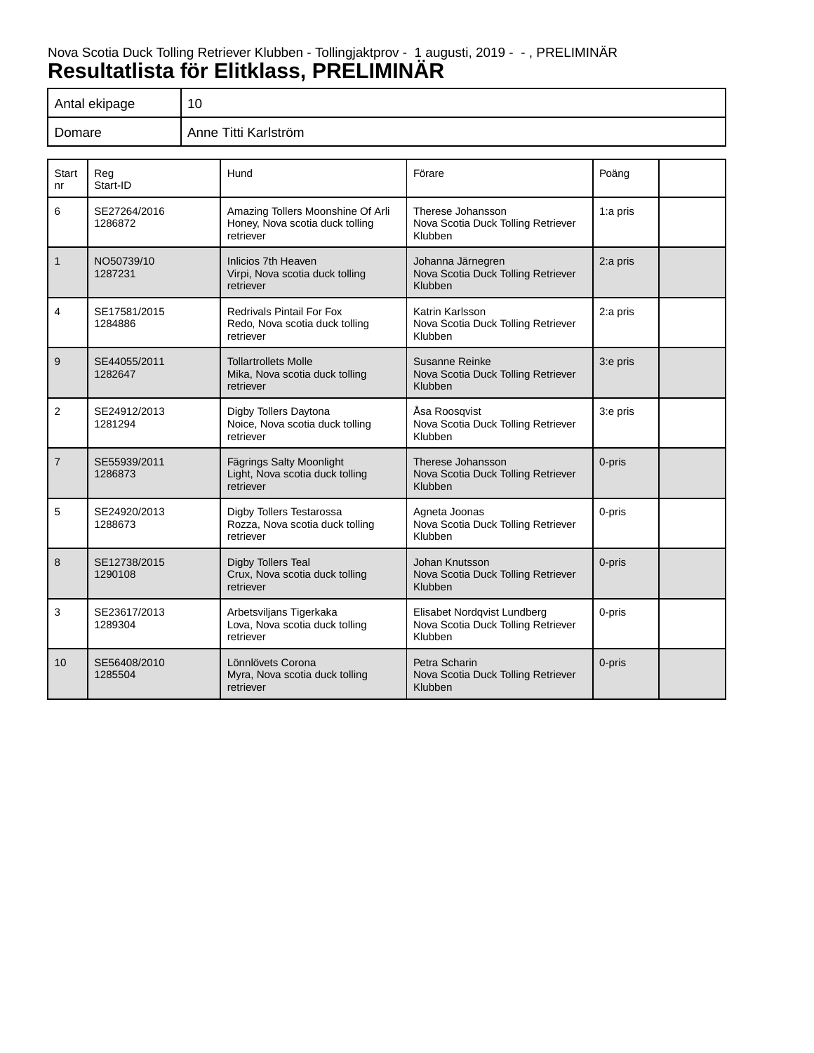Nova Scotia Duck Tolling Retriever Klubben - Tollingjaktprov - 1 augusti, 2019 - - , PRELIMINÄR

# Resultatlista för Elitklass, PRELIMINÄR

| Antal ekipage | 10 |
|---|---|
| Domare | Anne Titti Karlström |

| Start nr | Reg Start-ID | Hund | Förare | Poäng | |
|---|---|---|---|---|---|
| 6 | SE27264/2016 1286872 | Amazing Tollers Moonshine Of Arli Honey, Nova scotia duck tolling retriever | Therese Johansson Nova Scotia Duck Tolling Retriever Klubben | 1:a pris | |
| 1 | NO50739/10 1287231 | Inlicios 7th Heaven Virpi, Nova scotia duck tolling retriever | Johanna Järnegren Nova Scotia Duck Tolling Retriever Klubben | 2:a pris | |
| 4 | SE17581/2015 1284886 | Redrivals Pintail For Fox Redo, Nova scotia duck tolling retriever | Katrin Karlsson Nova Scotia Duck Tolling Retriever Klubben | 2:a pris | |
| 9 | SE44055/2011 1282647 | Tollartrollets Molle Mika, Nova scotia duck tolling retriever | Susanne Reinke Nova Scotia Duck Tolling Retriever Klubben | 3:e pris | |
| 2 | SE24912/2013 1281294 | Digby Tollers Daytona Noice, Nova scotia duck tolling retriever | Åsa Roosqvist Nova Scotia Duck Tolling Retriever Klubben | 3:e pris | |
| 7 | SE55939/2011 1286873 | Fägrings Salty Moonlight Light, Nova scotia duck tolling retriever | Therese Johansson Nova Scotia Duck Tolling Retriever Klubben | 0-pris | |
| 5 | SE24920/2013 1288673 | Digby Tollers Testarossa Rozza, Nova scotia duck tolling retriever | Agneta Joonas Nova Scotia Duck Tolling Retriever Klubben | 0-pris | |
| 8 | SE12738/2015 1290108 | Digby Tollers Teal Crux, Nova scotia duck tolling retriever | Johan Knutsson Nova Scotia Duck Tolling Retriever Klubben | 0-pris | |
| 3 | SE23617/2013 1289304 | Arbetsviljans Tigerkaka Lova, Nova scotia duck tolling retriever | Elisabet Nordqvist Lundberg Nova Scotia Duck Tolling Retriever Klubben | 0-pris | |
| 10 | SE56408/2010 1285504 | Lönnlövets Corona Myra, Nova scotia duck tolling retriever | Petra Scharin Nova Scotia Duck Tolling Retriever Klubben | 0-pris | |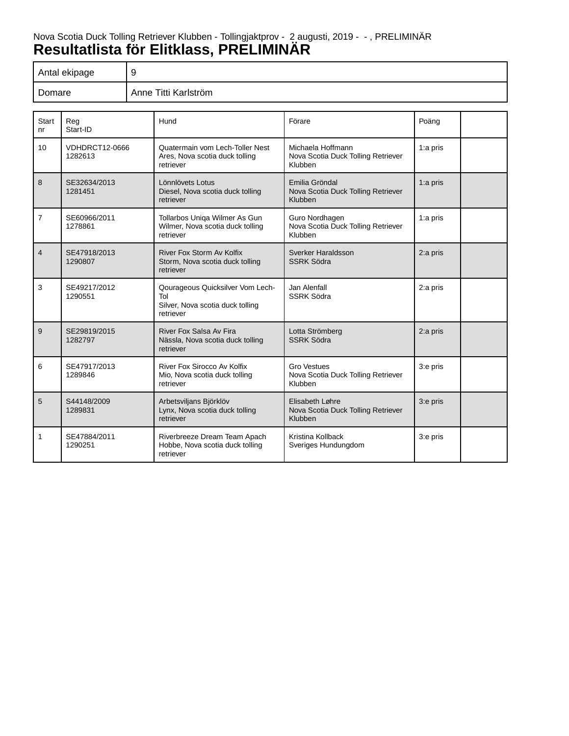Nova Scotia Duck Tolling Retriever Klubben - Tollingjaktprov - 2 augusti, 2019 - - , PRELIMINÄR

# Resultatlista för Elitklass, PRELIMINÄR

| | |
|---|---|
| Antal ekipage | 9 |
| Domare | Anne Titti Karlström |

| Start nr | Reg Start-ID | Hund | Förare | Poäng | |
|---|---|---|---|---|---|
| 10 | VDHDRCT12-0666 1282613 | Quatermain vom Lech-Toller Nest Ares, Nova scotia duck tolling retriever | Michaela Hoffmann Nova Scotia Duck Tolling Retriever Klubben | 1:a pris | |
| 8 | SE32634/2013 1281451 | Lönnlövets Lotus Diesel, Nova scotia duck tolling retriever | Emilia Gröndal Nova Scotia Duck Tolling Retriever Klubben | 1:a pris | |
| 7 | SE60966/2011 1278861 | Tollarbos Uniqa Wilmer As Gun Wilmer, Nova scotia duck tolling retriever | Guro Nordhagen Nova Scotia Duck Tolling Retriever Klubben | 1:a pris | |
| 4 | SE47918/2013 1290807 | River Fox Storm Av Kolfix Storm, Nova scotia duck tolling retriever | Sverker Haraldsson SSRK Södra | 2:a pris | |
| 3 | SE49217/2012 1290551 | Qourageous Quicksilver Vom Lech-Tol Silver, Nova scotia duck tolling retriever | Jan Alenfall SSRK Södra | 2:a pris | |
| 9 | SE29819/2015 1282797 | River Fox Salsa Av Fira Nässla, Nova scotia duck tolling retriever | Lotta Strömberg SSRK Södra | 2:a pris | |
| 6 | SE47917/2013 1289846 | River Fox Sirocco Av Kolfix Mio, Nova scotia duck tolling retriever | Gro Vestues Nova Scotia Duck Tolling Retriever Klubben | 3:e pris | |
| 5 | S44148/2009 1289831 | Arbetsviljans Björklöv Lynx, Nova scotia duck tolling retriever | Elisabeth Løhre Nova Scotia Duck Tolling Retriever Klubben | 3:e pris | |
| 1 | SE47884/2011 1290251 | Riverbreeze Dream Team Apach Hobbe, Nova scotia duck tolling retriever | Kristina Kollback Sveriges Hundungdom | 3:e pris | |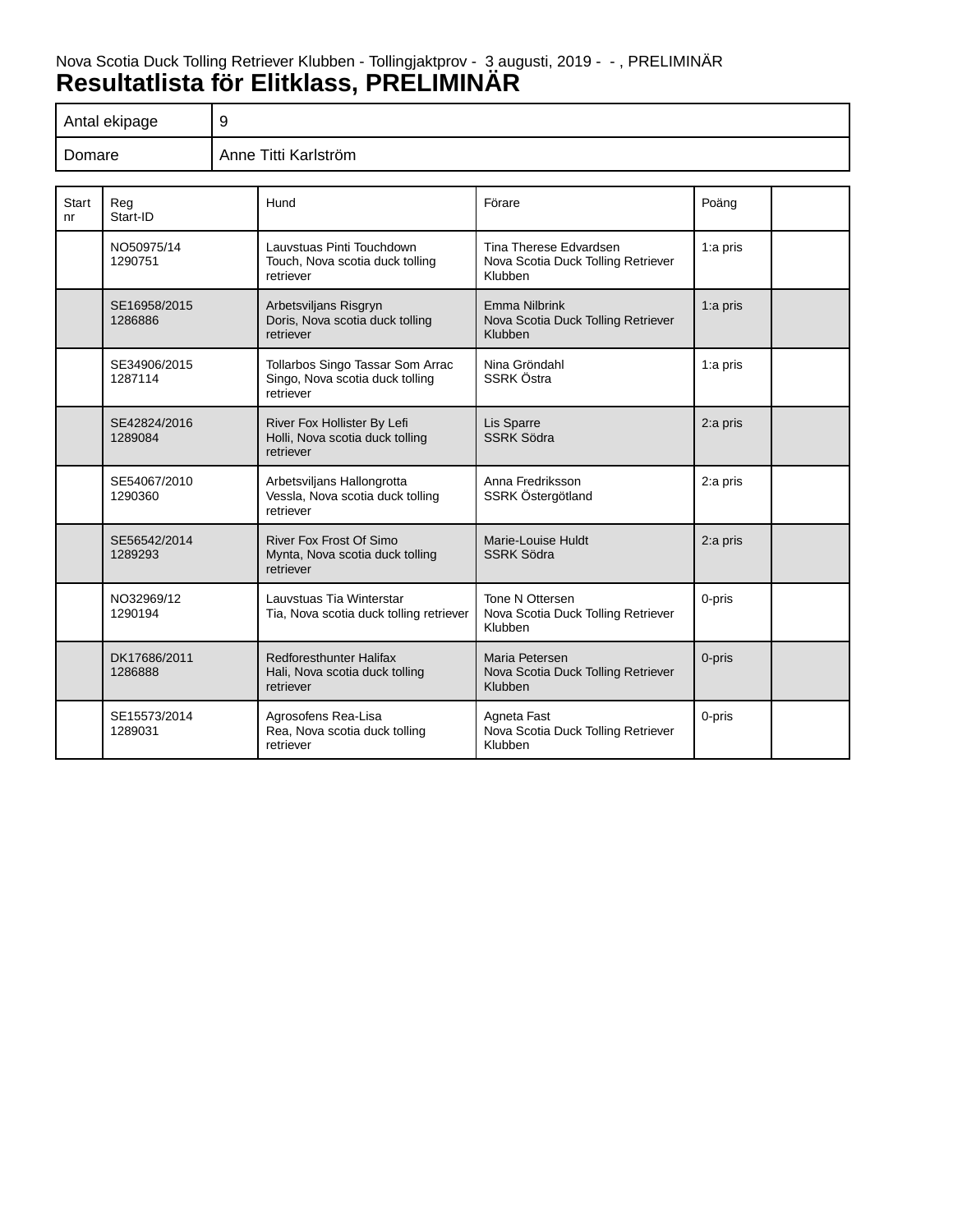Nova Scotia Duck Tolling Retriever Klubben - Tollingjaktprov - 3 augusti, 2019 - - , PRELIMINÄR

# Resultatlista för Elitklass, PRELIMINÄR

| | |
|---|---|
| Antal ekipage | 9 |
| Domare | Anne Titti Karlström |

| Start nr | Reg Start-ID | Hund | Förare | Poäng | |
|---|---|---|---|---|---|
| | NO50975/14 1290751 | Lauvstuas Pinti Touchdown Touch, Nova scotia duck tolling retriever | Tina Therese Edvardsen Nova Scotia Duck Tolling Retriever Klubben | 1:a pris | |
| | SE16958/2015 1286886 | Arbetsviljans Risgryn Doris, Nova scotia duck tolling retriever | Emma Nilbrink Nova Scotia Duck Tolling Retriever Klubben | 1:a pris | |
| | SE34906/2015 1287114 | Tollarbos Singo Tassar Som Arrac Singo, Nova scotia duck tolling retriever | Nina Gröndahl SSRK Östra | 1:a pris | |
| | SE42824/2016 1289084 | River Fox Hollister By Lefi Holli, Nova scotia duck tolling retriever | Lis Sparre SSRK Södra | 2:a pris | |
| | SE54067/2010 1290360 | Arbetsviljans Hallongrotta Vessla, Nova scotia duck tolling retriever | Anna Fredriksson SSRK Östergötland | 2:a pris | |
| | SE56542/2014 1289293 | River Fox Frost Of Simo Mynta, Nova scotia duck tolling retriever | Marie-Louise Huldt SSRK Södra | 2:a pris | |
| | NO32969/12 1290194 | Lauvstuas Tia Winterstar Tia, Nova scotia duck tolling retriever | Tone N Ottersen Nova Scotia Duck Tolling Retriever Klubben | 0-pris | |
| | DK17686/2011 1286888 | Redforesthunter Halifax Hali, Nova scotia duck tolling retriever | Maria Petersen Nova Scotia Duck Tolling Retriever Klubben | 0-pris | |
| | SE15573/2014 1289031 | Agrosofens Rea-Lisa Rea, Nova scotia duck tolling retriever | Agneta Fast Nova Scotia Duck Tolling Retriever Klubben | 0-pris | |